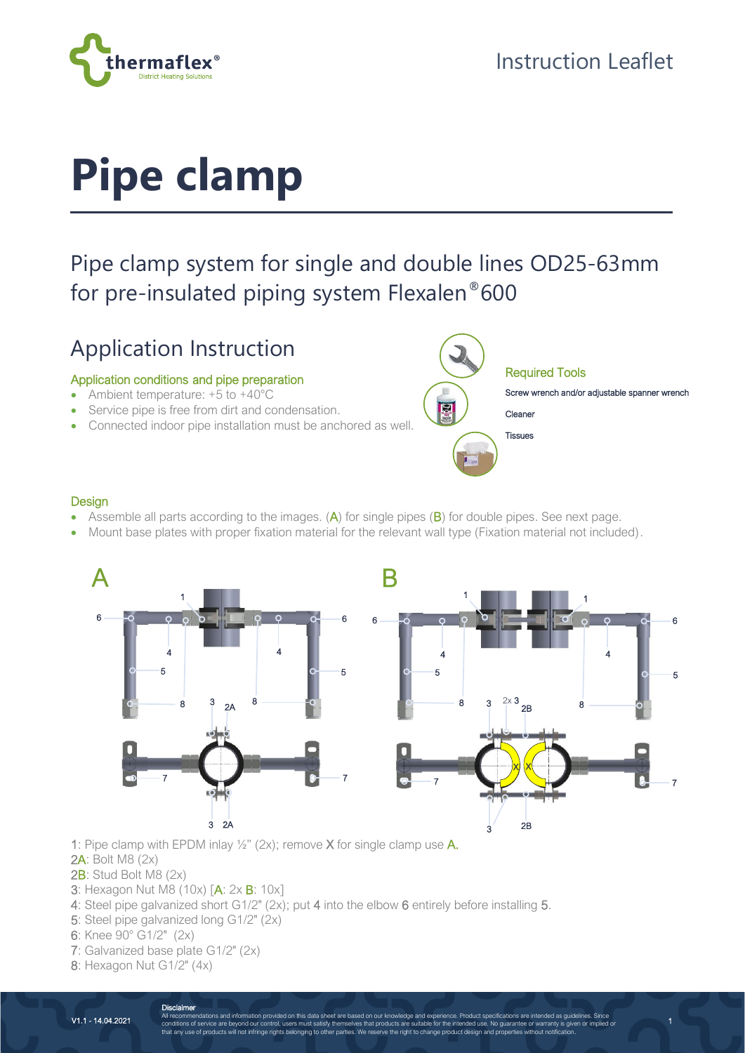Instruction Leaflet

# Pipe clamp

## Pipe clamp system for single and double lines OD25-63mm for pre-insulated piping system Flexalen®600

## Application Instruction

### Application conditions and pipe preparation

- Ambient temperature: +5 to +40°C
- Service pipe is free from dirt and condensation.
- Connected indoor pipe installation must be anchored as well.

### Required Tools

Screw wrench and/or adjustable spanner wrench

Cleaner

Tissues

### Design

- Assemble all parts according to the images. (A) for single pipes (B) for double pipes. See next page.
- Mount base plates with proper fixation material for the relevant wall type (Fixation material not included).

1: Pipe clamp with EPDM inlay ½" (2x); remove X for single clamp use A.
2A: Bolt M8 (2x)
2B: Stud Bolt M8 (2x)
3: Hexagon Nut M8 (10x) [A: 2x B: 10x]
4: Steel pipe galvanized short G1/2" (2x); put 4 into the elbow 6 entirely before installing 5.
5: Steel pipe galvanized long G1/2" (2x)
6: Knee 90° G1/2" (2x)
7: Galvanized base plate G1/2" (2x)
8: Hexagon Nut G1/2" (4x)

V1.1 - 14.04.2021

**Disclaimer**
All recommendations and information provided on this data sheet are based on our knowledge and experience. Product specifications are intended as guidelines. Since conditions of service are beyond our control, users must satisfy themselves that products are suitable for the intended use. No guarantee or warranty is given or implied or that any use of products will not infringe rights belonging to other parties. We reserve the right to change product design and properties without notification.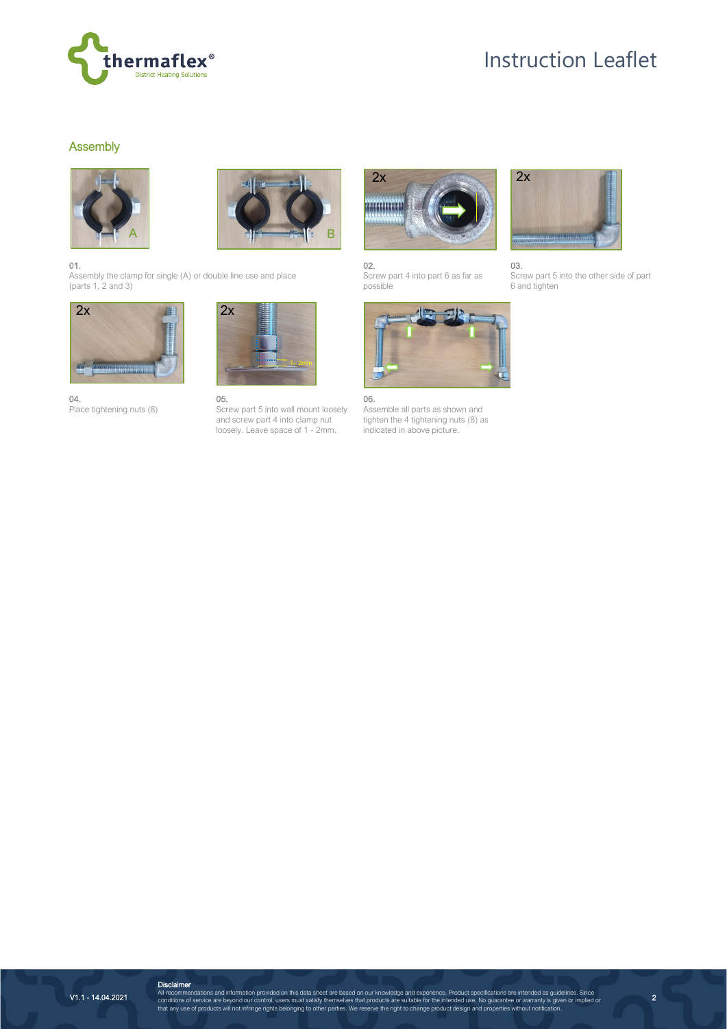## Assembly

01.
Assembly the clamp for single (A) or double line use and place (parts 1, 2 and 3)

02.
Screw part 4 into part 6 as far as possible

03.
Screw part 5 into the other side of part 6 and tighten

04.
Place tightening nuts (8)

05.
Screw part 5 into wall mount loosely and screw part 4 into clamp nut loosely. Leave space of 1 - 2mm.

06.
Assemble all parts as shown and tighten the 4 tightening nuts (8) as indicated in above picture.

**Disclaimer**
All recommendations and information provided on this data sheet are based on our knowledge and experience. Product specifications are intended as guidelines. Since conditions of service are beyond our control, users must satisfy themselves that products are suitable for the intended use. No guarantee or warranty is given or implied or that any use of products will not infringe rights belonging to other parties. We reserve the right to change product design and properties without notification.